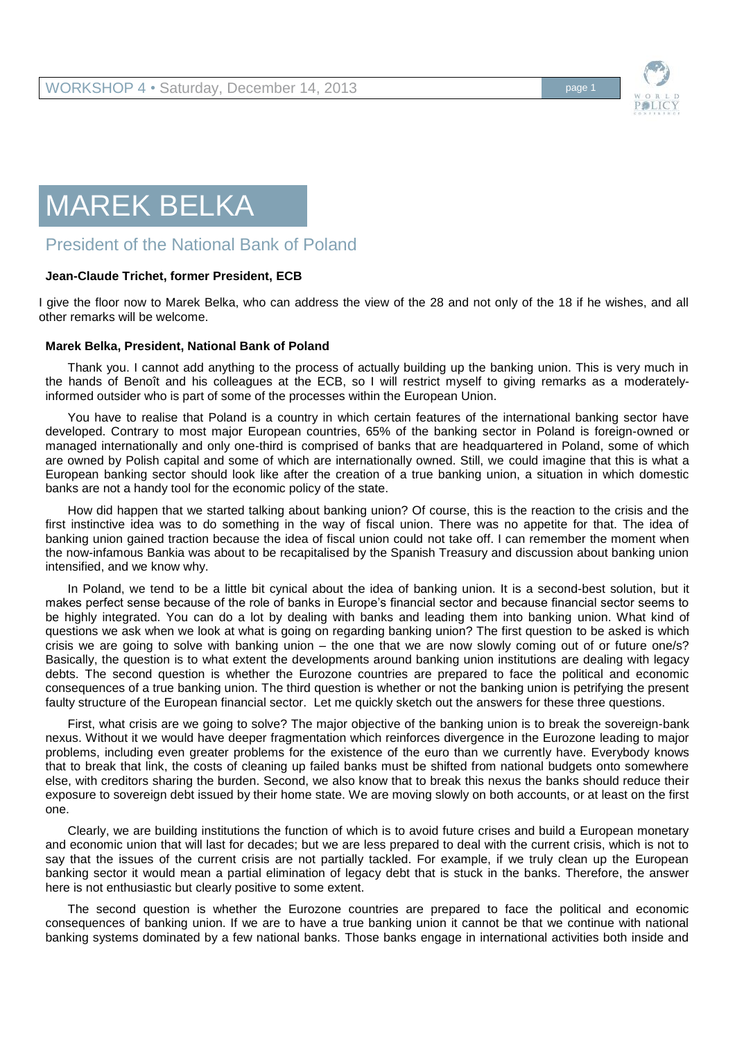# MAREK BELKA

## President of the National Bank of Poland

**Jean-Claude Trichet, former President, ECB**

I give the floor now to Marek Belka, who can address the view of the 28 and not only of the 18 if he wishes, and all other remarks will be welcome.

**Marek Belka, President, National Bank of Poland**

Thank you. I cannot add anything to the process of actually building up the banking union. This is very much in the hands of Benoît and his colleagues at the ECB, so I will restrict myself to giving remarks as a moderately-informed outsider who is part of some of the processes within the European Union.

You have to realise that Poland is a country in which certain features of the international banking sector have developed. Contrary to most major European countries, 65% of the banking sector in Poland is foreign-owned or managed internationally and only one-third is comprised of banks that are headquartered in Poland, some of which are owned by Polish capital and some of which are internationally owned. Still, we could imagine that this is what a European banking sector should look like after the creation of a true banking union, a situation in which domestic banks are not a handy tool for the economic policy of the state.

How did happen that we started talking about banking union? Of course, this is the reaction to the crisis and the first instinctive idea was to do something in the way of fiscal union. There was no appetite for that. The idea of banking union gained traction because the idea of fiscal union could not take off. I can remember the moment when the now-infamous Bankia was about to be recapitalised by the Spanish Treasury and discussion about banking union intensified, and we know why.

In Poland, we tend to be a little bit cynical about the idea of banking union. It is a second-best solution, but it makes perfect sense because of the role of banks in Europe's financial sector and because financial sector seems to be highly integrated. You can do a lot by dealing with banks and leading them into banking union. What kind of questions we ask when we look at what is going on regarding banking union? The first question to be asked is which crisis we are going to solve with banking union – the one that we are now slowly coming out of or future one/s? Basically, the question is to what extent the developments around banking union institutions are dealing with legacy debts. The second question is whether the Eurozone countries are prepared to face the political and economic consequences of a true banking union. The third question is whether or not the banking union is petrifying the present faulty structure of the European financial sector. Let me quickly sketch out the answers for these three questions.

First, what crisis are we going to solve? The major objective of the banking union is to break the sovereign-bank nexus. Without it we would have deeper fragmentation which reinforces divergence in the Eurozone leading to major problems, including even greater problems for the existence of the euro than we currently have. Everybody knows that to break that link, the costs of cleaning up failed banks must be shifted from national budgets onto somewhere else, with creditors sharing the burden. Second, we also know that to break this nexus the banks should reduce their exposure to sovereign debt issued by their home state. We are moving slowly on both accounts, or at least on the first one.

Clearly, we are building institutions the function of which is to avoid future crises and build a European monetary and economic union that will last for decades; but we are less prepared to deal with the current crisis, which is not to say that the issues of the current crisis are not partially tackled. For example, if we truly clean up the European banking sector it would mean a partial elimination of legacy debt that is stuck in the banks. Therefore, the answer here is not enthusiastic but clearly positive to some extent.

The second question is whether the Eurozone countries are prepared to face the political and economic consequences of banking union. If we are to have a true banking union it cannot be that we continue with national banking systems dominated by a few national banks. Those banks engage in international activities both inside and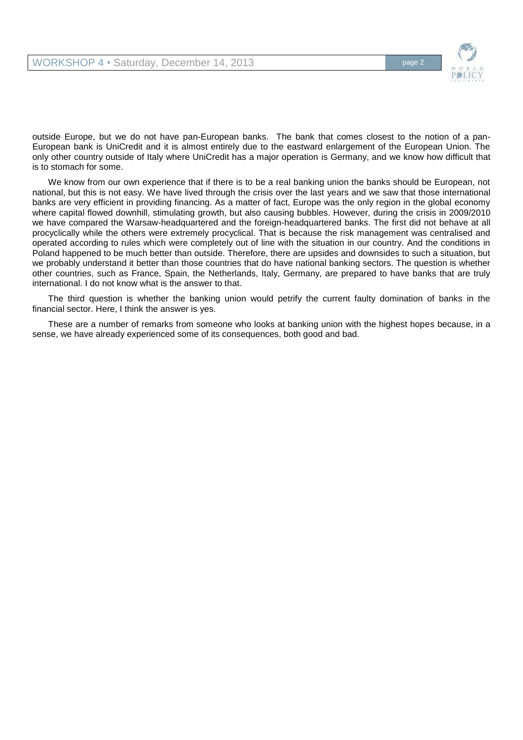outside Europe, but we do not have pan-European banks. The bank that comes closest to the notion of a pan-European bank is UniCredit and it is almost entirely due to the eastward enlargement of the European Union. The only other country outside of Italy where UniCredit has a major operation is Germany, and we know how difficult that is to stomach for some.

We know from our own experience that if there is to be a real banking union the banks should be European, not national, but this is not easy. We have lived through the crisis over the last years and we saw that those international banks are very efficient in providing financing. As a matter of fact, Europe was the only region in the global economy where capital flowed downhill, stimulating growth, but also causing bubbles. However, during the crisis in 2009/2010 we have compared the Warsaw-headquartered and the foreign-headquartered banks. The first did not behave at all procyclically while the others were extremely procyclical. That is because the risk management was centralised and operated according to rules which were completely out of line with the situation in our country. And the conditions in Poland happened to be much better than outside. Therefore, there are upsides and downsides to such a situation, but we probably understand it better than those countries that do have national banking sectors. The question is whether other countries, such as France, Spain, the Netherlands, Italy, Germany, are prepared to have banks that are truly international. I do not know what is the answer to that.

The third question is whether the banking union would petrify the current faulty domination of banks in the financial sector. Here, I think the answer is yes.

These are a number of remarks from someone who looks at banking union with the highest hopes because, in a sense, we have already experienced some of its consequences, both good and bad.